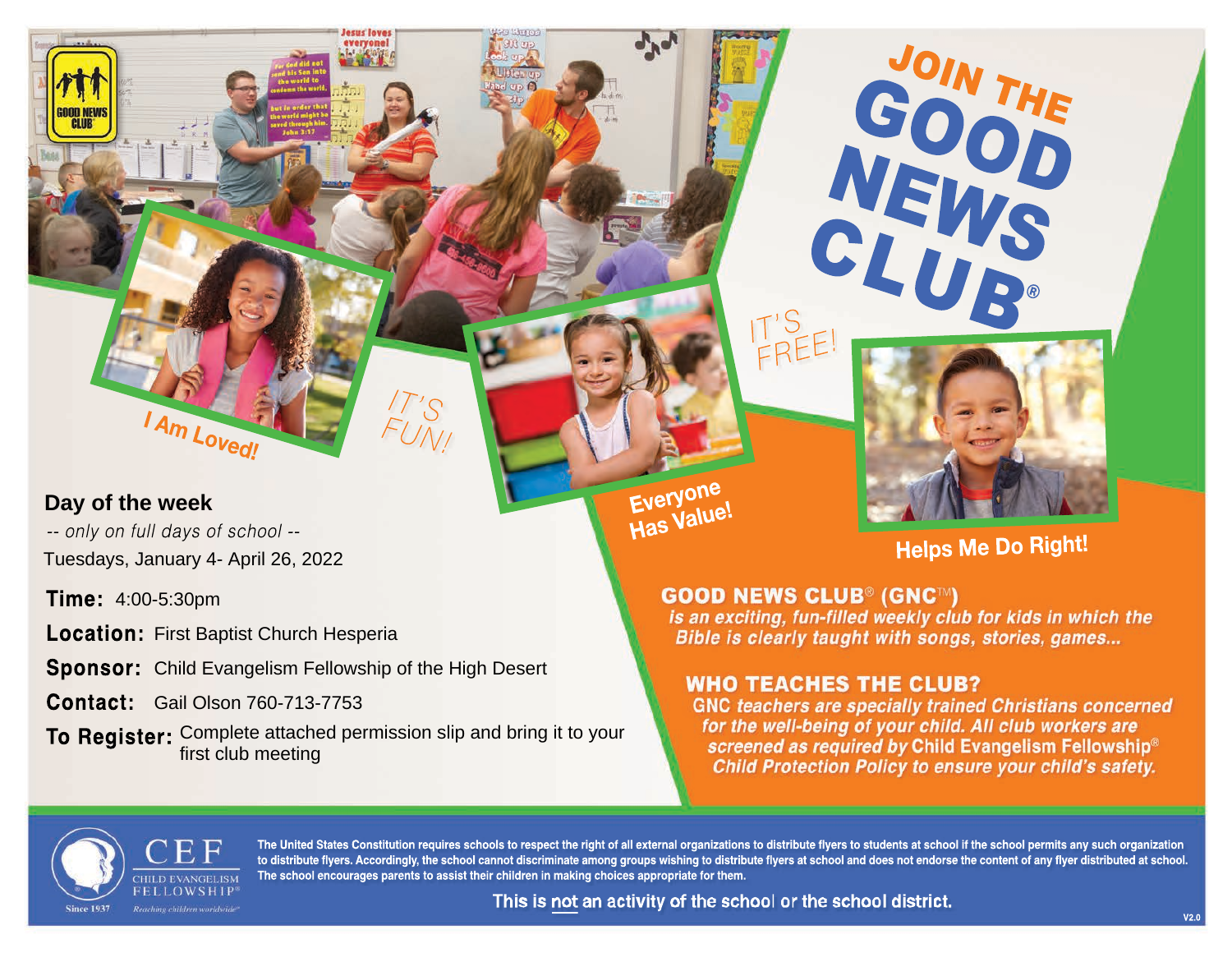# JOIN THE GOOD NEWS CLUB®

IT'S FREE!

I Am Loved!

IT'S FUN!

Everyone Has Value!

Helps Me Do Right!

**Day of the week**

*-- only on full days of school --*

Tuesdays, January 4- April 26, 2022

**Time:** 4:00-5:30pm

**Location:** First Baptist Church Hesperia

**Sponsor:** Child Evangelism Fellowship of the High Desert

**Contact:** Gail Olson 760-713-7753

**To Register:** Complete attached permission slip and bring it to your first club meeting

## GOOD NEWS CLUB® (GNC™)

*is an exciting, fun-filled weekly club for kids in which the Bible is clearly taught with songs, stories, games...*

## WHO TEACHES THE CLUB?

GNC *teachers are specially trained Christians concerned for the well-being of your child. All club workers are screened as required by* Child Evangelism Fellowship® *Child Protection Policy to ensure your child's safety.*

CEF CHILD EVANGELISM FELLOWSHIP® Since 1937 *Reaching children worldwide*

The United States Constitution requires schools to respect the right of all external organizations to distribute flyers to students at school if the school permits any such organization to distribute flyers. Accordingly, the school cannot discriminate among groups wishing to distribute flyers at school and does not endorse the content of any flyer distributed at school. The school encourages parents to assist their children in making choices appropriate for them.

**This is not an activity of the school or the school district.**

V2.0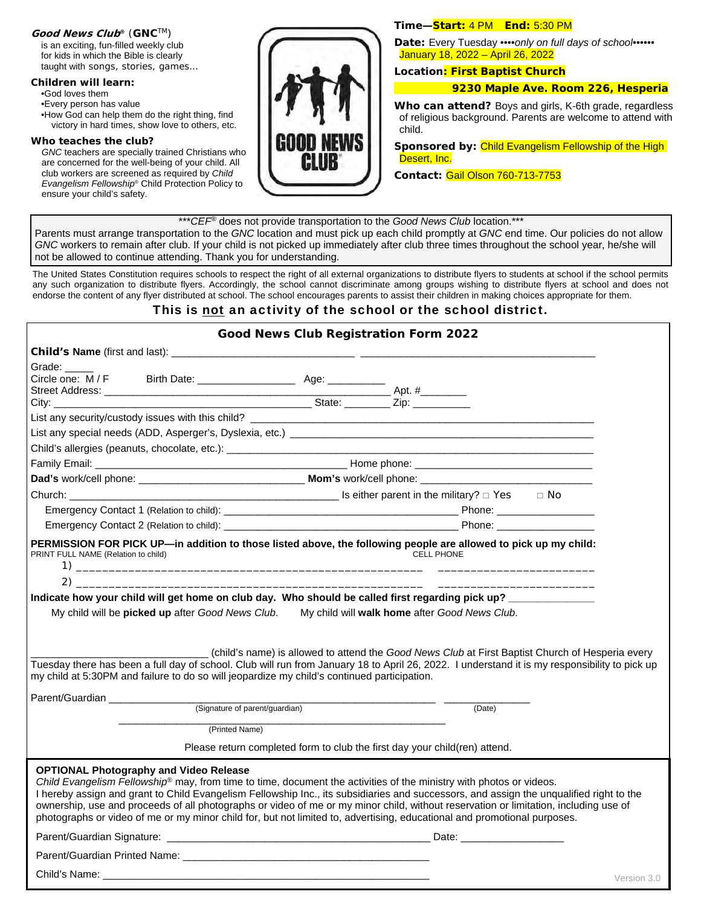***Good News Club*® (GNC™)** is an exciting, fun-filled weekly club for kids in which the Bible is clearly taught with songs, stories, games…

**Children will learn:**

- God loves them
- Every person has value
- How God can help them do the right thing, find victory in hard times, show love to others, etc.

**Who teaches the club?**

*GNC* teachers are specially trained Christians who are concerned for the well-being of your child. All club workers are screened as required by *Child Evangelism Fellowship*® Child Protection Policy to ensure your child's safety.

GOOD NEWS CLUB

**Time—Start:** 4 PM **End:** 5:30 PM

**Date:** Every Tuesday ••••*only on full days of school*•••••• January 18, 2022 – April 26, 2022

**Location: First Baptist Church**

**9230 Maple Ave. Room 226, Hesperia**

**Who can attend?** Boys and girls, K-6th grade, regardless of religious background. Parents are welcome to attend with child.

**Sponsored by:** Child Evangelism Fellowship of the High Desert, Inc.

**Contact:** Gail Olson 760-713-7753

***CEF*® does not provide transportation to the *Good News Club* location.***

Parents must arrange transportation to the *GNC* location and must pick up each child promptly at *GNC* end time. Our policies do not allow *GNC* workers to remain after club. If your child is not picked up immediately after club three times throughout the school year, he/she will not be allowed to continue attending. Thank you for understanding.

The United States Constitution requires schools to respect the right of all external organizations to distribute flyers to students at school if the school permits any such organization to distribute flyers. Accordingly, the school cannot discriminate among groups wishing to distribute flyers at school and does not endorse the content of any flyer distributed at school. The school encourages parents to assist their children in making choices appropriate for them.

**This is not an activity of the school or the school district.**

## Good News Club Registration Form 2022

**Child's Name** (first and last): ______________________________ ______________________________________

Grade: _____

Circle one: M / F Birth Date: ________________ Age: __________

Street Address: ___________________________________________________ Apt. #________

City: _____________________________________________ State: ________ Zip: __________

List any security/custody issues with this child? _____________________________________________

List any special needs (ADD, Asperger's, Dyslexia, etc.) _______________________________________

Child's allergies (peanuts, chocolate, etc.): _________________________________________________

Family Email: ___________________________________________ Home phone: _____________________________

**Dad's** work/cell phone: ____________________________ **Mom's** work/cell phone: _____________________________

Church: ______________________________________________ Is either parent in the military? □ Yes □ No

Emergency Contact 1 (Relation to child): ________________________________________ Phone: ________________

Emergency Contact 2 (Relation to child): ________________________________________ Phone: ________________

**PERMISSION FOR PICK UP—in addition to those listed above, the following people are allowed to pick up my child:**

PRINT FULL NAME (Relation to child) CELL PHONE

1) _____________________________________________________ ________________________

2) _____________________________________________________ ________________________

**Indicate how your child will get home on club day. Who should be called first regarding pick up?** ______________

My child will **picked up** after *Good News Club*. My child will **walk home** after *Good News Club*.

______________________________ (child's name) is allowed to attend the *Good News Club* at First Baptist Church of Hesperia every Tuesday there has been a full day of school. Club will run from January 18 to April 26, 2022. I understand it is my responsibility to pick up my child at 5:30PM and failure to do so will jeopardize my child's continued participation.

Parent/Guardian ________________________________________________________ ______________

(Signature of parent/guardian) (Date)

________________________________________________________

(Printed Name)

Please return completed form to club the first day your child(ren) attend.

**OPTIONAL Photography and Video Release**

*Child Evangelism Fellowship*® may, from time to time, document the activities of the ministry with photos or videos.

I hereby assign and grant to Child Evangelism Fellowship Inc., its subsidiaries and successors, and assign the unqualified right to the ownership, use and proceeds of all photographs or video of me or my minor child, without reservation or limitation, including use of photographs or video of me or my minor child for, but not limited to, advertising, educational and promotional purposes.

Parent/Guardian Signature: ______________________________________________ Date: __________________

Parent/Guardian Printed Name: ___________________________________________

Child's Name: _________________________________________________________

Version 3.0